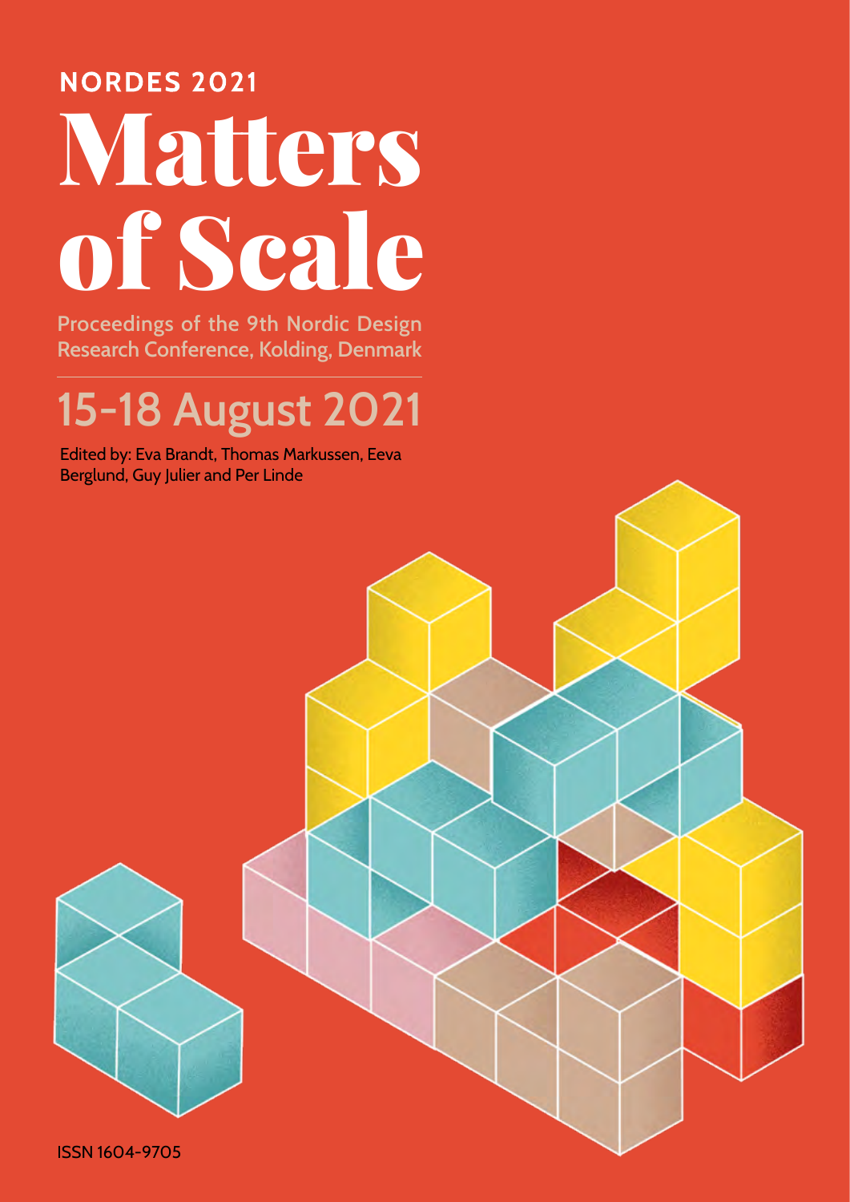**NORDES 2021**

# Matters of Scale

Proceedings of the 9th Nordic Design Research Conference, Kolding, Denmark

## 15-18 August 2021

Edited by: Eva Brandt, Thomas Markussen, Eeva Berglund, Guy Julier and Per Linde

ISSN 1604-9705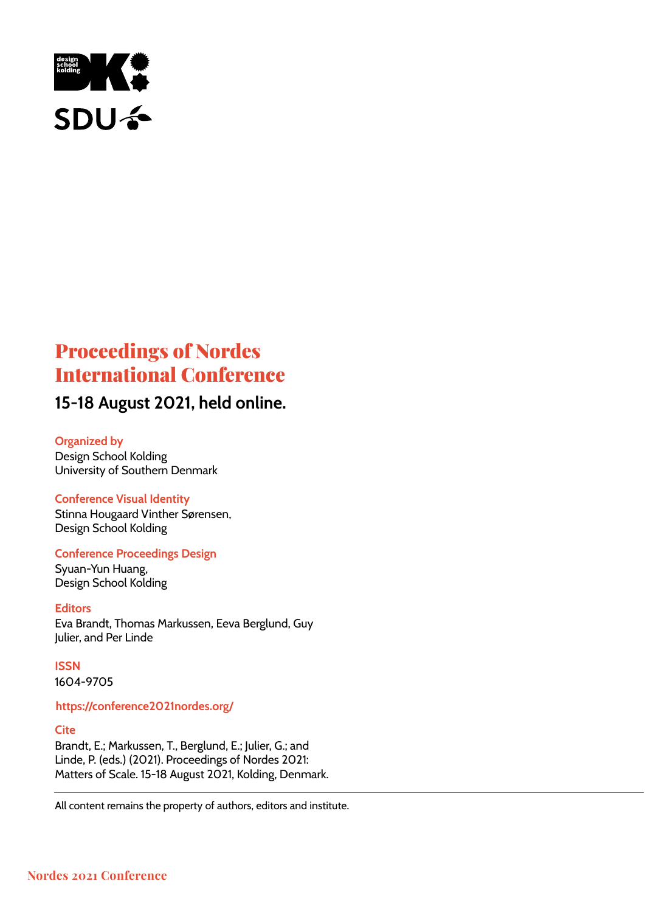# Proceedings of Nordes International Conference

## 15-18 August 2021, held online.

**Organized by**
Design School Kolding
University of Southern Denmark

**Conference Visual Identity**
Stinna Hougaard Vinther Sørensen,
Design School Kolding

**Conference Proceedings Design**
Syuan-Yun Huang,
Design School Kolding

**Editors**
Eva Brandt, Thomas Markussen, Eeva Berglund, Guy Julier, and Per Linde

**ISSN**
1604-9705

https://conference2021nordes.org/

**Cite**
Brandt, E.; Markussen, T., Berglund, E.; Julier, G.; and Linde, P. (eds.) (2021). Proceedings of Nordes 2021: Matters of Scale. 15-18 August 2021, Kolding, Denmark.

---

All content remains the property of authors, editors and institute.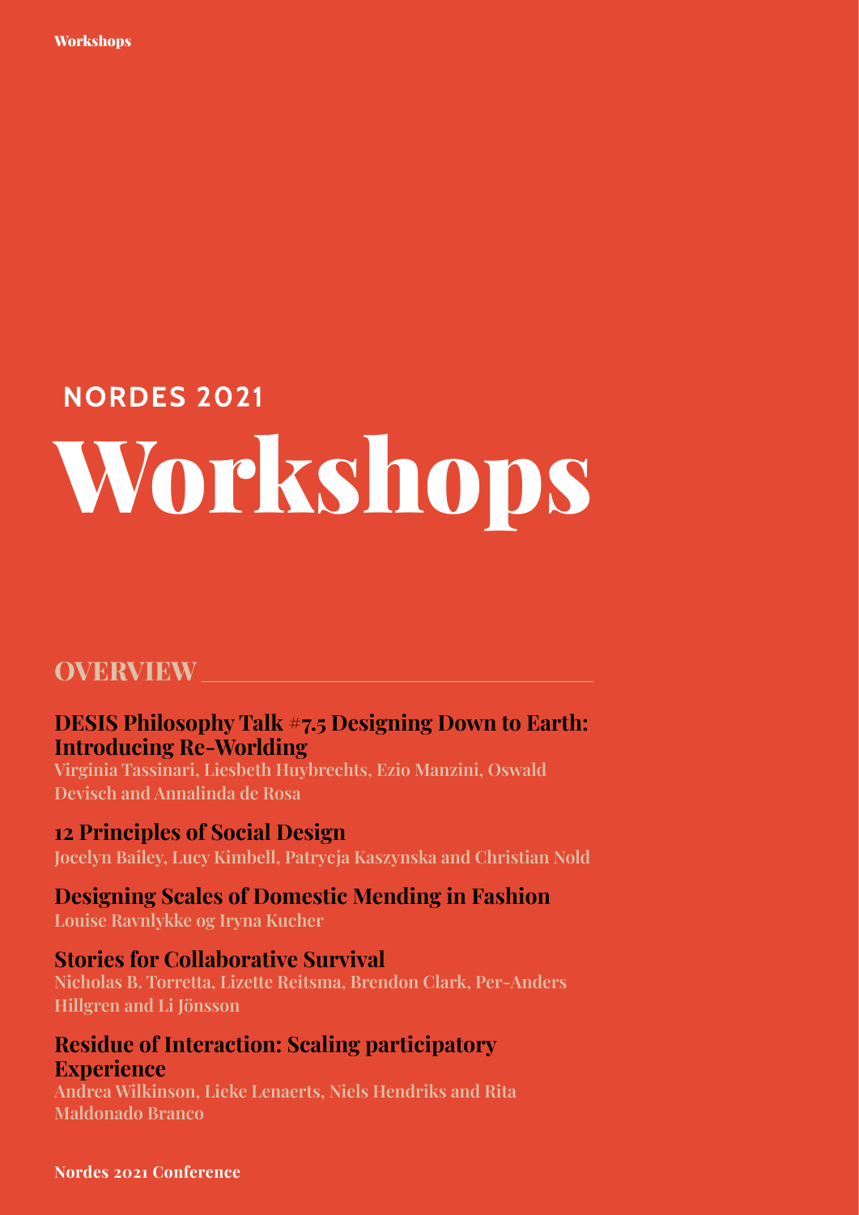**NORDES 2021**

# Workshops

## OVERVIEW

### DESIS Philosophy Talk #7.5 Designing Down to Earth: Introducing Re-Worlding

Virginia Tassinari, Liesbeth Huybrechts, Ezio Manzini, Oswald Devisch and Annalinda de Rosa

### 12 Principles of Social Design

Jocelyn Bailey, Lucy Kimbell, Patrycja Kaszynska and Christian Nold

### Designing Scales of Domestic Mending in Fashion

Louise Ravnlykke og Iryna Kucher

### Stories for Collaborative Survival

Nicholas B. Torretta, Lizette Reitsma, Brendon Clark, Per-Anders Hillgren and Li Jönsson

### Residue of Interaction: Scaling participatory Experience

Andrea Wilkinson, Lieke Lenaerts, Niels Hendriks and Rita Maldonado Branco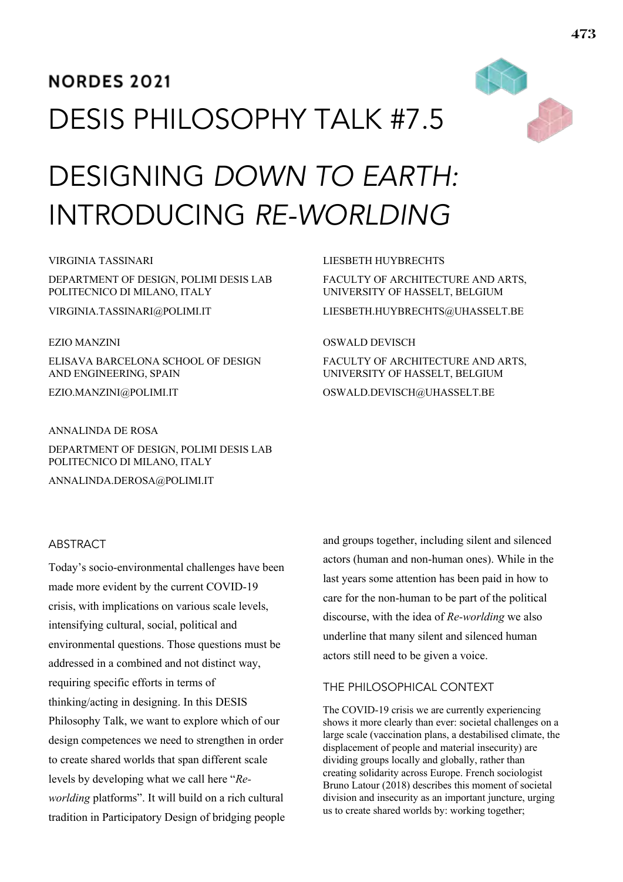**NORDES 2021**

# DESIS PHILOSOPHY TALK #7.5

# DESIGNING *DOWN TO EARTH:* INTRODUCING *RE-WORLDING*

VIRGINIA TASSINARI

DEPARTMENT OF DESIGN, POLIMI DESIS LAB POLITECNICO DI MILANO, ITALY

VIRGINIA.TASSINARI@POLIMI.IT

EZIO MANZINI

ELISAVA BARCELONA SCHOOL OF DESIGN AND ENGINEERING, SPAIN

EZIO.MANZINI@POLIMI.IT

ANNALINDA DE ROSA

DEPARTMENT OF DESIGN, POLIMI DESIS LAB POLITECNICO DI MILANO, ITALY

ANNALINDA.DEROSA@POLIMI.IT

LIESBETH HUYBRECHTS

FACULTY OF ARCHITECTURE AND ARTS, UNIVERSITY OF HASSELT, BELGIUM

LIESBETH.HUYBRECHTS@UHASSELT.BE

OSWALD DEVISCH

FACULTY OF ARCHITECTURE AND ARTS, UNIVERSITY OF HASSELT, BELGIUM

OSWALD.DEVISCH@UHASSELT.BE

## ABSTRACT

Today's socio-environmental challenges have been made more evident by the current COVID-19 crisis, with implications on various scale levels, intensifying cultural, social, political and environmental questions. Those questions must be addressed in a combined and not distinct way, requiring specific efforts in terms of thinking/acting in designing. In this DESIS Philosophy Talk, we want to explore which of our design competences we need to strengthen in order to create shared worlds that span different scale levels by developing what we call here "*Re-worlding* platforms". It will build on a rich cultural tradition in Participatory Design of bridging people and groups together, including silent and silenced actors (human and non-human ones). While in the last years some attention has been paid in how to care for the non-human to be part of the political discourse, with the idea of *Re-worlding* we also underline that many silent and silenced human actors still need to be given a voice.

## THE PHILOSOPHICAL CONTEXT

The COVID-19 crisis we are currently experiencing shows it more clearly than ever: societal challenges on a large scale (vaccination plans, a destabilised climate, the displacement of people and material insecurity) are dividing groups locally and globally, rather than creating solidarity across Europe. French sociologist Bruno Latour (2018) describes this moment of societal division and insecurity as an important juncture, urging us to create shared worlds by: working together;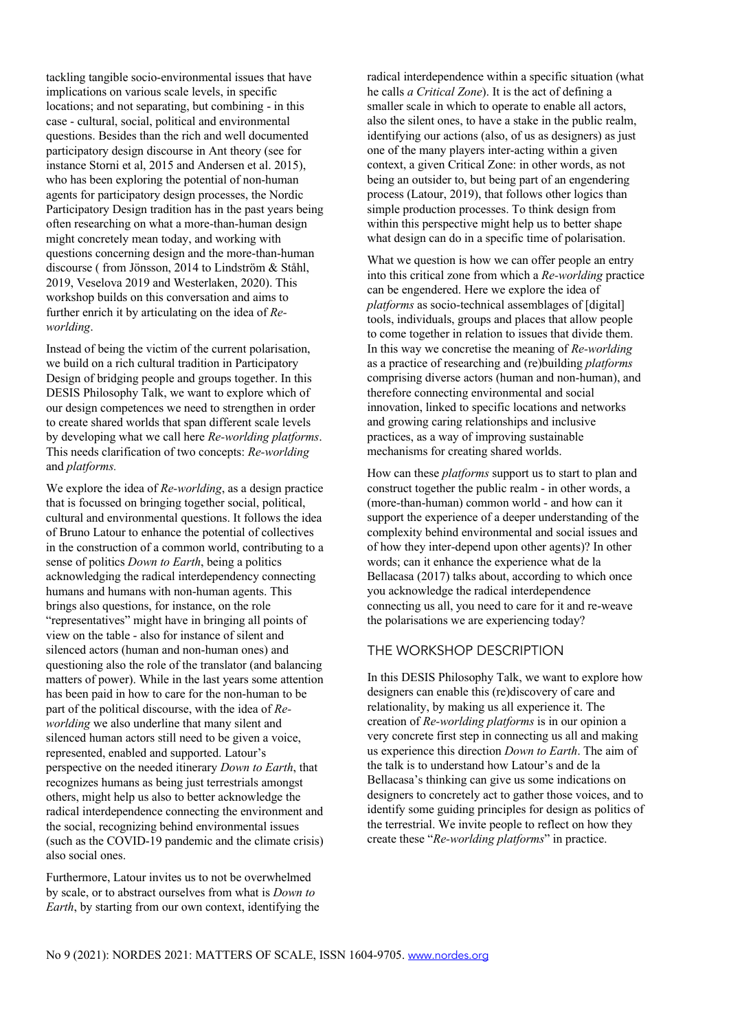tackling tangible socio-environmental issues that have implications on various scale levels, in specific locations; and not separating, but combining - in this case - cultural, social, political and environmental questions. Besides than the rich and well documented participatory design discourse in Ant theory (see for instance Storni et al, 2015 and Andersen et al. 2015), who has been exploring the potential of non-human agents for participatory design processes, the Nordic Participatory Design tradition has in the past years being often researching on what a more-than-human design might concretely mean today, and working with questions concerning design and the more-than-human discourse ( from Jönsson, 2014 to Lindström & Ståhl, 2019, Veselova 2019 and Westerlaken, 2020). This workshop builds on this conversation and aims to further enrich it by articulating on the idea of *Re-worlding*.

Instead of being the victim of the current polarisation, we build on a rich cultural tradition in Participatory Design of bridging people and groups together. In this DESIS Philosophy Talk, we want to explore which of our design competences we need to strengthen in order to create shared worlds that span different scale levels by developing what we call here *Re-worlding platforms*. This needs clarification of two concepts: *Re-worlding* and *platforms.*

We explore the idea of *Re-worlding*, as a design practice that is focussed on bringing together social, political, cultural and environmental questions. It follows the idea of Bruno Latour to enhance the potential of collectives in the construction of a common world, contributing to a sense of politics *Down to Earth*, being a politics acknowledging the radical interdependency connecting humans and humans with non-human agents. This brings also questions, for instance, on the role "representatives" might have in bringing all points of view on the table - also for instance of silent and silenced actors (human and non-human ones) and questioning also the role of the translator (and balancing matters of power). While in the last years some attention has been paid in how to care for the non-human to be part of the political discourse, with the idea of *Re-worlding* we also underline that many silent and silenced human actors still need to be given a voice, represented, enabled and supported. Latour's perspective on the needed itinerary *Down to Earth*, that recognizes humans as being just terrestrials amongst others, might help us also to better acknowledge the radical interdependence connecting the environment and the social, recognizing behind environmental issues (such as the COVID-19 pandemic and the climate crisis) also social ones.

Furthermore, Latour invites us to not be overwhelmed by scale, or to abstract ourselves from what is *Down to Earth*, by starting from our own context, identifying the radical interdependence within a specific situation (what he calls *a Critical Zone*). It is the act of defining a smaller scale in which to operate to enable all actors, also the silent ones, to have a stake in the public realm, identifying our actions (also, of us as designers) as just one of the many players inter-acting within a given context, a given Critical Zone: in other words, as not being an outsider to, but being part of an engendering process (Latour, 2019), that follows other logics than simple production processes. To think design from within this perspective might help us to better shape what design can do in a specific time of polarisation.

What we question is how we can offer people an entry into this critical zone from which a *Re-worlding* practice can be engendered. Here we explore the idea of *platforms* as socio-technical assemblages of [digital] tools, individuals, groups and places that allow people to come together in relation to issues that divide them. In this way we concretise the meaning of *Re-worlding* as a practice of researching and (re)building *platforms* comprising diverse actors (human and non-human), and therefore connecting environmental and social innovation, linked to specific locations and networks and growing caring relationships and inclusive practices, as a way of improving sustainable mechanisms for creating shared worlds.

How can these *platforms* support us to start to plan and construct together the public realm - in other words, a (more-than-human) common world - and how can it support the experience of a deeper understanding of the complexity behind environmental and social issues and of how they inter-depend upon other agents)? In other words; can it enhance the experience what de la Bellacasa (2017) talks about, according to which once you acknowledge the radical interdependence connecting us all, you need to care for it and re-weave the polarisations we are experiencing today?

## THE WORKSHOP DESCRIPTION

In this DESIS Philosophy Talk, we want to explore how designers can enable this (re)discovery of care and relationality, by making us all experience it. The creation of *Re-worlding platforms* is in our opinion a very concrete first step in connecting us all and making us experience this direction *Down to Earth*. The aim of the talk is to understand how Latour's and de la Bellacasa's thinking can give us some indications on designers to concretely act to gather those voices, and to identify some guiding principles for design as politics of the terrestrial. We invite people to reflect on how they create these "*Re-worlding platforms*" in practice.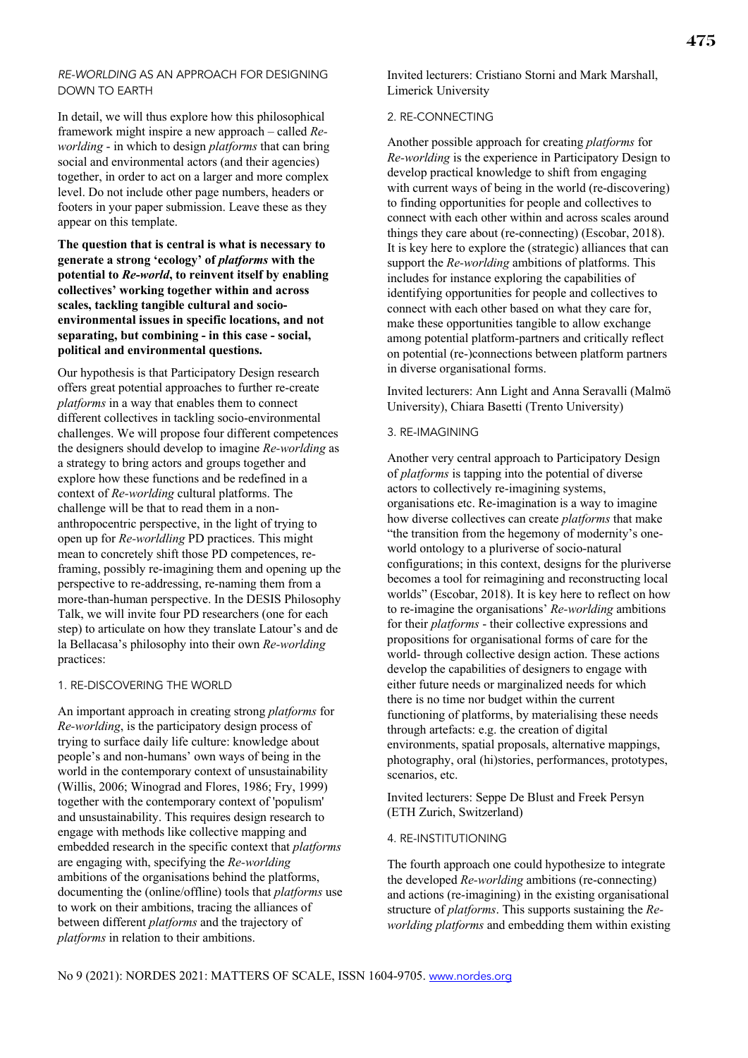## *RE-WORLDING* AS AN APPROACH FOR DESIGNING DOWN TO EARTH

In detail, we will thus explore how this philosophical framework might inspire a new approach – called *Re-worlding* - in which to design *platforms* that can bring social and environmental actors (and their agencies) together, in order to act on a larger and more complex level. Do not include other page numbers, headers or footers in your paper submission. Leave these as they appear on this template.

**The question that is central is what is necessary to generate a strong 'ecology' of *platforms* with the potential to *Re-world*, to reinvent itself by enabling collectives' working together within and across scales, tackling tangible cultural and socio-environmental issues in specific locations, and not separating, but combining - in this case - social, political and environmental questions.**

Our hypothesis is that Participatory Design research offers great potential approaches to further re-create *platforms* in a way that enables them to connect different collectives in tackling socio-environmental challenges. We will propose four different competences the designers should develop to imagine *Re-worlding* as a strategy to bring actors and groups together and explore how these functions and be redefined in a context of *Re-worlding* cultural platforms. The challenge will be that to read them in a non-anthropocentric perspective, in the light of trying to open up for *Re-worldling* PD practices. This might mean to concretely shift those PD competences, re-framing, possibly re-imagining them and opening up the perspective to re-addressing, re-naming them from a more-than-human perspective. In the DESIS Philosophy Talk, we will invite four PD researchers (one for each step) to articulate on how they translate Latour's and de la Bellacasa's philosophy into their own *Re-worlding* practices:

### 1. RE-DISCOVERING THE WORLD

An important approach in creating strong *platforms* for *Re-worlding*, is the participatory design process of trying to surface daily life culture: knowledge about people's and non-humans' own ways of being in the world in the contemporary context of unsustainability (Willis, 2006; Winograd and Flores, 1986; Fry, 1999) together with the contemporary context of 'populism' and unsustainability. This requires design research to engage with methods like collective mapping and embedded research in the specific context that *platforms* are engaging with, specifying the *Re-worlding* ambitions of the organisations behind the platforms, documenting the (online/offline) tools that *platforms* use to work on their ambitions, tracing the alliances of between different *platforms* and the trajectory of *platforms* in relation to their ambitions.

Invited lecturers: Cristiano Storni and Mark Marshall, Limerick University

### 2. RE-CONNECTING

Another possible approach for creating *platforms* for *Re-worlding* is the experience in Participatory Design to develop practical knowledge to shift from engaging with current ways of being in the world (re-discovering) to finding opportunities for people and collectives to connect with each other within and across scales around things they care about (re-connecting) (Escobar, 2018). It is key here to explore the (strategic) alliances that can support the *Re-worlding* ambitions of platforms. This includes for instance exploring the capabilities of identifying opportunities for people and collectives to connect with each other based on what they care for, make these opportunities tangible to allow exchange among potential platform-partners and critically reflect on potential (re-)connections between platform partners in diverse organisational forms.

Invited lecturers: Ann Light and Anna Seravalli (Malmö University), Chiara Basetti (Trento University)

### 3. RE-IMAGINING

Another very central approach to Participatory Design of *platforms* is tapping into the potential of diverse actors to collectively re-imagining systems, organisations etc. Re-imagination is a way to imagine how diverse collectives can create *platforms* that make "the transition from the hegemony of modernity's one-world ontology to a pluriverse of socio-natural configurations; in this context, designs for the pluriverse becomes a tool for reimagining and reconstructing local worlds" (Escobar, 2018). It is key here to reflect on how to re-imagine the organisations' *Re-worlding* ambitions for their *platforms* - their collective expressions and propositions for organisational forms of care for the world- through collective design action. These actions develop the capabilities of designers to engage with either future needs or marginalized needs for which there is no time nor budget within the current functioning of platforms, by materialising these needs through artefacts: e.g. the creation of digital environments, spatial proposals, alternative mappings, photography, oral (hi)stories, performances, prototypes, scenarios, etc.

Invited lecturers: Seppe De Blust and Freek Persyn (ETH Zurich, Switzerland)

### 4. RE-INSTITUTIONING

The fourth approach one could hypothesize to integrate the developed *Re-worlding* ambitions (re-connecting) and actions (re-imagining) in the existing organisational structure of *platforms*. This supports sustaining the *Re-worlding platforms* and embedding them within existing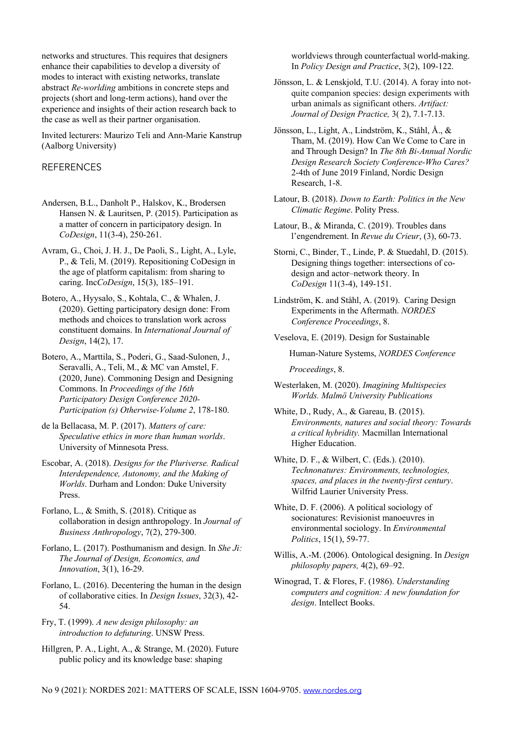networks and structures. This requires that designers enhance their capabilities to develop a diversity of modes to interact with existing networks, translate abstract *Re-worlding* ambitions in concrete steps and projects (short and long-term actions), hand over the experience and insights of their action research back to the case as well as their partner organisation.

Invited lecturers: Maurizo Teli and Ann-Marie Kanstrup (Aalborg University)

## REFERENCES

Andersen, B.L., Danholt P., Halskov, K., Brodersen Hansen N. & Lauritsen, P. (2015). Participation as a matter of concern in participatory design. In *CoDesign*, 11(3-4), 250-261.

Avram, G., Choi, J. H. J., De Paoli, S., Light, A., Lyle, P., & Teli, M. (2019). Repositioning CoDesign in the age of platform capitalism: from sharing to caring. Inc*CoDesign*, 15(3), 185–191.

Botero, A., Hyysalo, S., Kohtala, C., & Whalen, J. (2020). Getting participatory design done: From methods and choices to translation work across constituent domains. In *International Journal of Design*, 14(2), 17.

Botero, A., Marttila, S., Poderi, G., Saad-Sulonen, J., Seravalli, A., Teli, M., & MC van Amstel, F. (2020, June). Commoning Design and Designing Commons. In *Proceedings of the 16th Participatory Design Conference 2020-Participation (s) Otherwise-Volume 2*, 178-180.

de la Bellacasa, M. P. (2017). *Matters of care: Speculative ethics in more than human worlds*. University of Minnesota Press.

Escobar, A. (2018). *Designs for the Pluriverse. Radical Interdependence, Autonomy, and the Making of Worlds*. Durham and London: Duke University Press.

Forlano, L., & Smith, S. (2018). Critique as collaboration in design anthropology. In *Journal of Business Anthropology*, 7(2), 279-300.

Forlano, L. (2017). Posthumanism and design. In *She Ji: The Journal of Design, Economics, and Innovation*, 3(1), 16-29.

Forlano, L. (2016). Decentering the human in the design of collaborative cities. In *Design Issues*, 32(3), 42-54.

Fry, T. (1999). *A new design philosophy: an introduction to defuturing*. UNSW Press.

Hillgren, P. A., Light, A., & Strange, M. (2020). Future public policy and its knowledge base: shaping worldviews through counterfactual world-making. In *Policy Design and Practice*, 3(2), 109-122.

Jönsson, L. & Lenskjold, T.U. (2014). A foray into not-quite companion species: design experiments with urban animals as significant others. *Artifact: Journal of Design Practice,* 3( 2), 7.1-7.13.

Jönsson, L., Light, A., Lindström, K., Ståhl, Å., & Tham, M. (2019). How Can We Come to Care in and Through Design? In *The 8th Bi-Annual Nordic Design Research Society Conference-Who Cares?* 2-4th of June 2019 Finland, Nordic Design Research, 1-8.

Latour, B. (2018). *Down to Earth: Politics in the New Climatic Regime*. Polity Press.

Latour, B., & Miranda, C. (2019). Troubles dans l'engendrement. In *Revue du Crieur*, (3), 60-73.

Storni, C., Binder, T., Linde, P. & Stuedahl, D. (2015). Designing things together: intersections of co-design and actor–network theory. In *CoDesign* 11(3-4), 149-151.

Lindström, K. and Ståhl, A. (2019). Caring Design Experiments in the Aftermath. *NORDES Conference Proceedings*, 8.

Veselova, E. (2019). Design for Sustainable Human-Nature Systems, *NORDES Conference Proceedings*, 8.

Westerlaken, M. (2020). *Imagining Multispecies Worlds. Malmö University Publications*

White, D., Rudy, A., & Gareau, B. (2015). *Environments, natures and social theory: Towards a critical hybridity.* Macmillan International Higher Education.

White, D. F., & Wilbert, C. (Eds.). (2010). *Technonatures: Environments, technologies, spaces, and places in the twenty-first century*. Wilfrid Laurier University Press.

White, D. F. (2006). A political sociology of socionatures: Revisionist manoeuvres in environmental sociology. In *Environmental Politics*, 15(1), 59-77.

Willis, A.-M. (2006). Ontological designing. In *Design philosophy papers,* 4(2), 69–92.

Winograd, T. & Flores, F. (1986). *Understanding computers and cognition: A new foundation for design*. Intellect Books.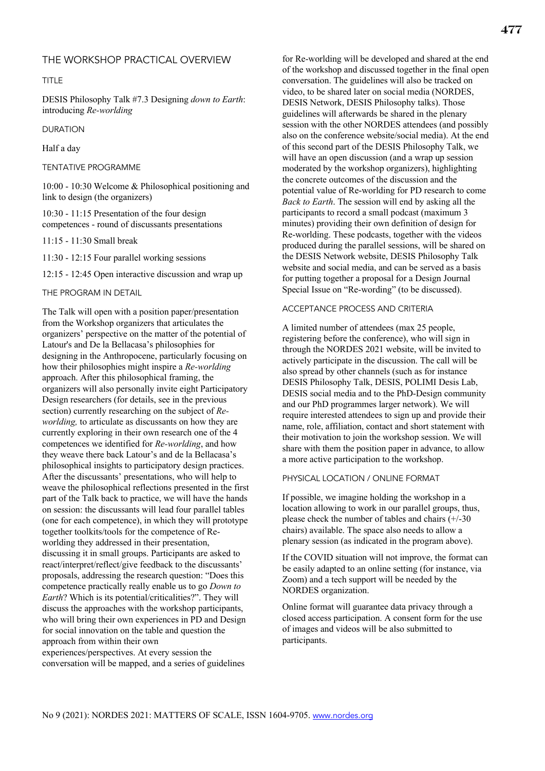## THE WORKSHOP PRACTICAL OVERVIEW

### TITLE

DESIS Philosophy Talk #7.3 Designing *down to Earth*: introducing *Re-worlding*

### DURATION

Half a day

### TENTATIVE PROGRAMME

10:00 - 10:30 Welcome & Philosophical positioning and link to design (the organizers)

10:30 - 11:15 Presentation of the four design competences - round of discussants presentations

11:15 - 11:30 Small break

11:30 - 12:15 Four parallel working sessions

12:15 - 12:45 Open interactive discussion and wrap up

### THE PROGRAM IN DETAIL

The Talk will open with a position paper/presentation from the Workshop organizers that articulates the organizers' perspective on the matter of the potential of Latour's and De la Bellacasa's philosophies for designing in the Anthropocene, particularly focusing on how their philosophies might inspire a *Re-worlding* approach. After this philosophical framing, the organizers will also personally invite eight Participatory Design researchers (for details, see in the previous section) currently researching on the subject of *Re-worlding,* to articulate as discussants on how they are currently exploring in their own research one of the 4 competences we identified for *Re-worlding*, and how they weave there back Latour's and de la Bellacasa's philosophical insights to participatory design practices. After the discussants' presentations, who will help to weave the philosophical reflections presented in the first part of the Talk back to practice, we will have the hands on session: the discussants will lead four parallel tables (one for each competence), in which they will prototype together toolkits/tools for the competence of Re-worlding they addressed in their presentation, discussing it in small groups. Participants are asked to react/interpret/reflect/give feedback to the discussants' proposals, addressing the research question: "Does this competence practically really enable us to go *Down to Earth*? Which is its potential/criticalities?". They will discuss the approaches with the workshop participants, who will bring their own experiences in PD and Design for social innovation on the table and question the approach from within their own experiences/perspectives. At every session the conversation will be mapped, and a series of guidelines for Re-worlding will be developed and shared at the end of the workshop and discussed together in the final open conversation. The guidelines will also be tracked on video, to be shared later on social media (NORDES, DESIS Network, DESIS Philosophy talks). Those guidelines will afterwards be shared in the plenary session with the other NORDES attendees (and possibly also on the conference website/social media). At the end of this second part of the DESIS Philosophy Talk, we will have an open discussion (and a wrap up session moderated by the workshop organizers), highlighting the concrete outcomes of the discussion and the potential value of Re-worlding for PD research to come *Back to Earth*. The session will end by asking all the participants to record a small podcast (maximum 3 minutes) providing their own definition of design for Re-worlding. These podcasts, together with the videos produced during the parallel sessions, will be shared on the DESIS Network website, DESIS Philosophy Talk website and social media, and can be served as a basis for putting together a proposal for a Design Journal Special Issue on "Re-wording" (to be discussed).

### ACCEPTANCE PROCESS AND CRITERIA

A limited number of attendees (max 25 people, registering before the conference), who will sign in through the NORDES 2021 website, will be invited to actively participate in the discussion. The call will be also spread by other channels (such as for instance DESIS Philosophy Talk, DESIS, POLIMI Desis Lab, DESIS social media and to the PhD-Design community and our PhD programmes larger network). We will require interested attendees to sign up and provide their name, role, affiliation, contact and short statement with their motivation to join the workshop session. We will share with them the position paper in advance, to allow a more active participation to the workshop.

### PHYSICAL LOCATION / ONLINE FORMAT

If possible, we imagine holding the workshop in a location allowing to work in our parallel groups, thus, please check the number of tables and chairs (+/-30 chairs) available. The space also needs to allow a plenary session (as indicated in the program above).

If the COVID situation will not improve, the format can be easily adapted to an online setting (for instance, via Zoom) and a tech support will be needed by the NORDES organization.

Online format will guarantee data privacy through a closed access participation. A consent form for the use of images and videos will be also submitted to participants.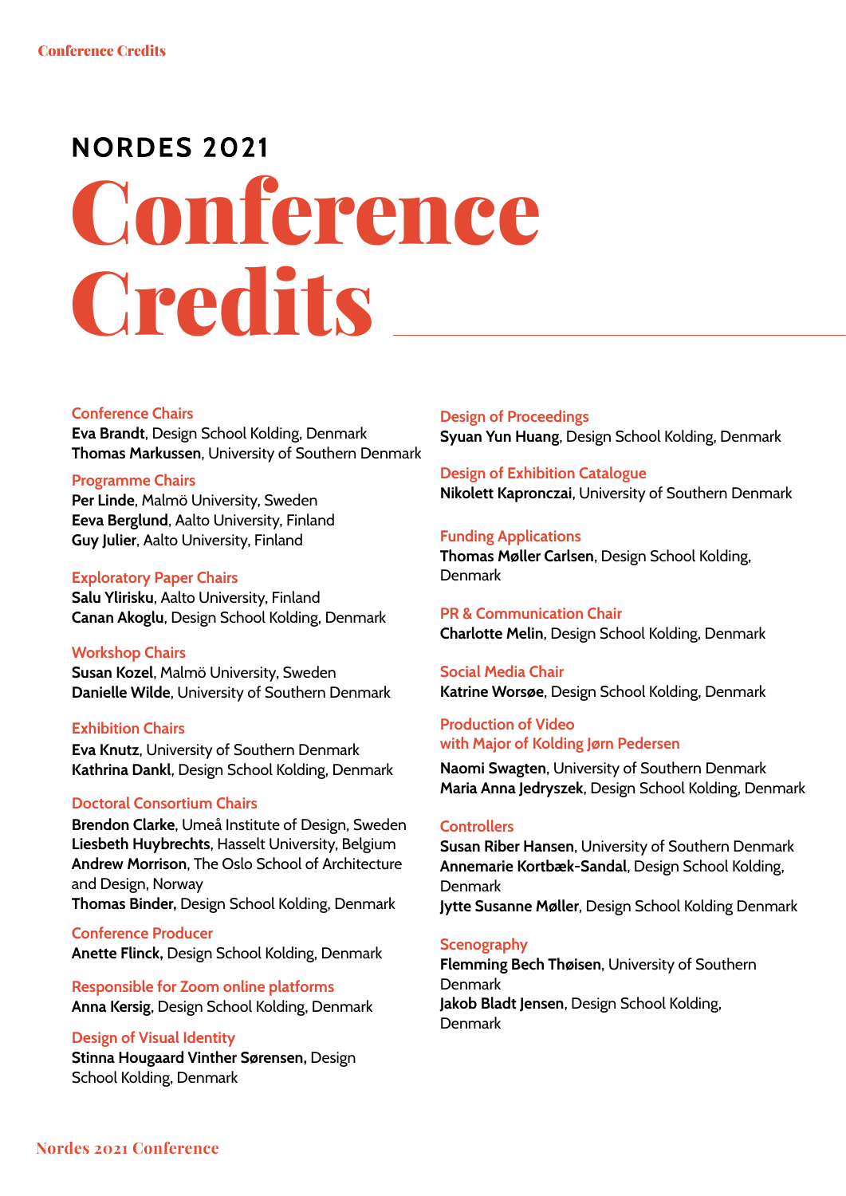NORDES 2021

# Conference Credits

### Conference Chairs
**Eva Brandt**, Design School Kolding, Denmark
**Thomas Markussen**, University of Southern Denmark

### Programme Chairs
**Per Linde**, Malmö University, Sweden
**Eeva Berglund**, Aalto University, Finland
**Guy Julier**, Aalto University, Finland

### Exploratory Paper Chairs
**Salu Ylirisku**, Aalto University, Finland
**Canan Akoglu**, Design School Kolding, Denmark

### Workshop Chairs
**Susan Kozel**, Malmö University, Sweden
**Danielle Wilde**, University of Southern Denmark

### Exhibition Chairs
**Eva Knutz**, University of Southern Denmark
**Kathrina Dankl**, Design School Kolding, Denmark

### Doctoral Consortium Chairs
**Brendon Clarke**, Umeå Institute of Design, Sweden
**Liesbeth Huybrechts**, Hasselt University, Belgium
**Andrew Morrison**, The Oslo School of Architecture and Design, Norway
**Thomas Binder,** Design School Kolding, Denmark

### Conference Producer
**Anette Flinck,** Design School Kolding, Denmark

### Responsible for Zoom online platforms
**Anna Kersig**, Design School Kolding, Denmark

### Design of Visual Identity
**Stinna Hougaard Vinther Sørensen,** Design School Kolding, Denmark

### Design of Proceedings
**Syuan Yun Huang**, Design School Kolding, Denmark

### Design of Exhibition Catalogue
**Nikolett Kapronczai**, University of Southern Denmark

### Funding Applications
**Thomas Møller Carlsen**, Design School Kolding, Denmark

### PR & Communication Chair
**Charlotte Melin**, Design School Kolding, Denmark

### Social Media Chair
**Katrine Worsøe**, Design School Kolding, Denmark

### Production of Video with Major of Kolding Jørn Pedersen
**Naomi Swagten**, University of Southern Denmark
**Maria Anna Jedryszek**, Design School Kolding, Denmark

### Controllers
**Susan Riber Hansen**, University of Southern Denmark
**Annemarie Kortbæk-Sandal**, Design School Kolding, Denmark
**Jytte Susanne Møller**, Design School Kolding Denmark

### Scenography
**Flemming Bech Thøisen**, University of Southern Denmark
**Jakob Bladt Jensen**, Design School Kolding, Denmark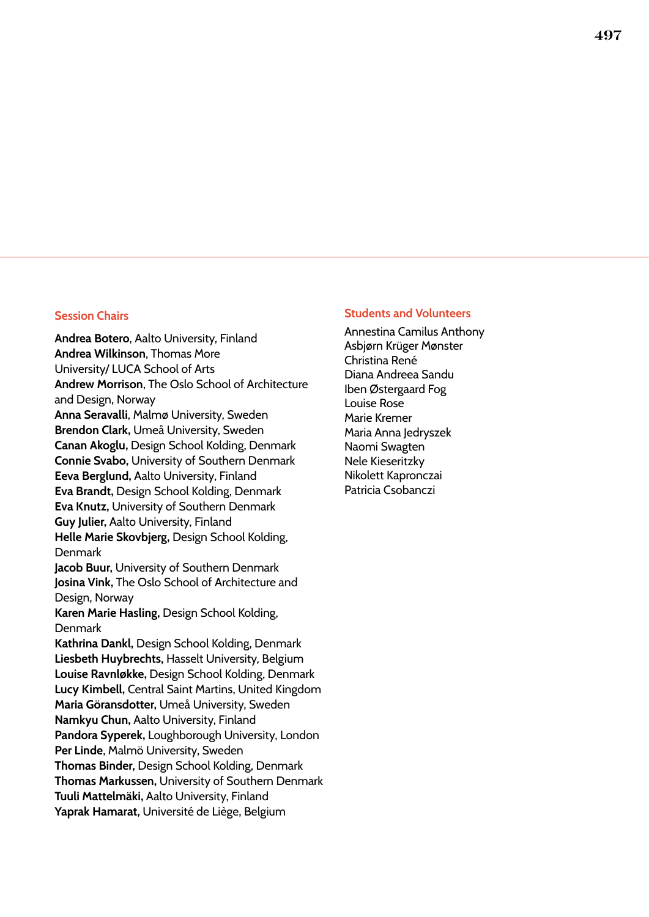## Session Chairs

**Andrea Botero**, Aalto University, Finland
**Andrea Wilkinson**, Thomas More University/ LUCA School of Arts
**Andrew Morrison**, The Oslo School of Architecture and Design, Norway
**Anna Seravalli**, Malmø University, Sweden
**Brendon Clark,** Umeå University, Sweden
**Canan Akoglu,** Design School Kolding, Denmark
**Connie Svabo,** University of Southern Denmark
**Eeva Berglund,** Aalto University, Finland
**Eva Brandt,** Design School Kolding, Denmark
**Eva Knutz,** University of Southern Denmark
**Guy Julier,** Aalto University, Finland
**Helle Marie Skovbjerg,** Design School Kolding, Denmark
**Jacob Buur,** University of Southern Denmark
**Josina Vink,** The Oslo School of Architecture and Design, Norway
**Karen Marie Hasling,** Design School Kolding, Denmark
**Kathrina Dankl,** Design School Kolding, Denmark
**Liesbeth Huybrechts,** Hasselt University, Belgium
**Louise Ravnløkke,** Design School Kolding, Denmark
**Lucy Kimbell**, Central Saint Martins, United Kingdom
**Maria Göransdotter,** Umeå University, Sweden
**Namkyu Chun,** Aalto University, Finland
**Pandora Syperek**, Loughborough University, London
**Per Linde**, Malmö University, Sweden
**Thomas Binder,** Design School Kolding, Denmark
**Thomas Markussen,** University of Southern Denmark
**Tuuli Mattelmäki,** Aalto University, Finland
**Yaprak Hamarat,** Université de Liège, Belgium

## Students and Volunteers

Annestina Camilus Anthony
Asbjørn Krüger Mønster
Christina René
Diana Andreea Sandu
Iben Østergaard Fog
Louise Rose
Marie Kremer
Maria Anna Jedryszek
Naomi Swagten
Nele Kieseritzky
Nikolett Kapronczai
Patricia Csobanczi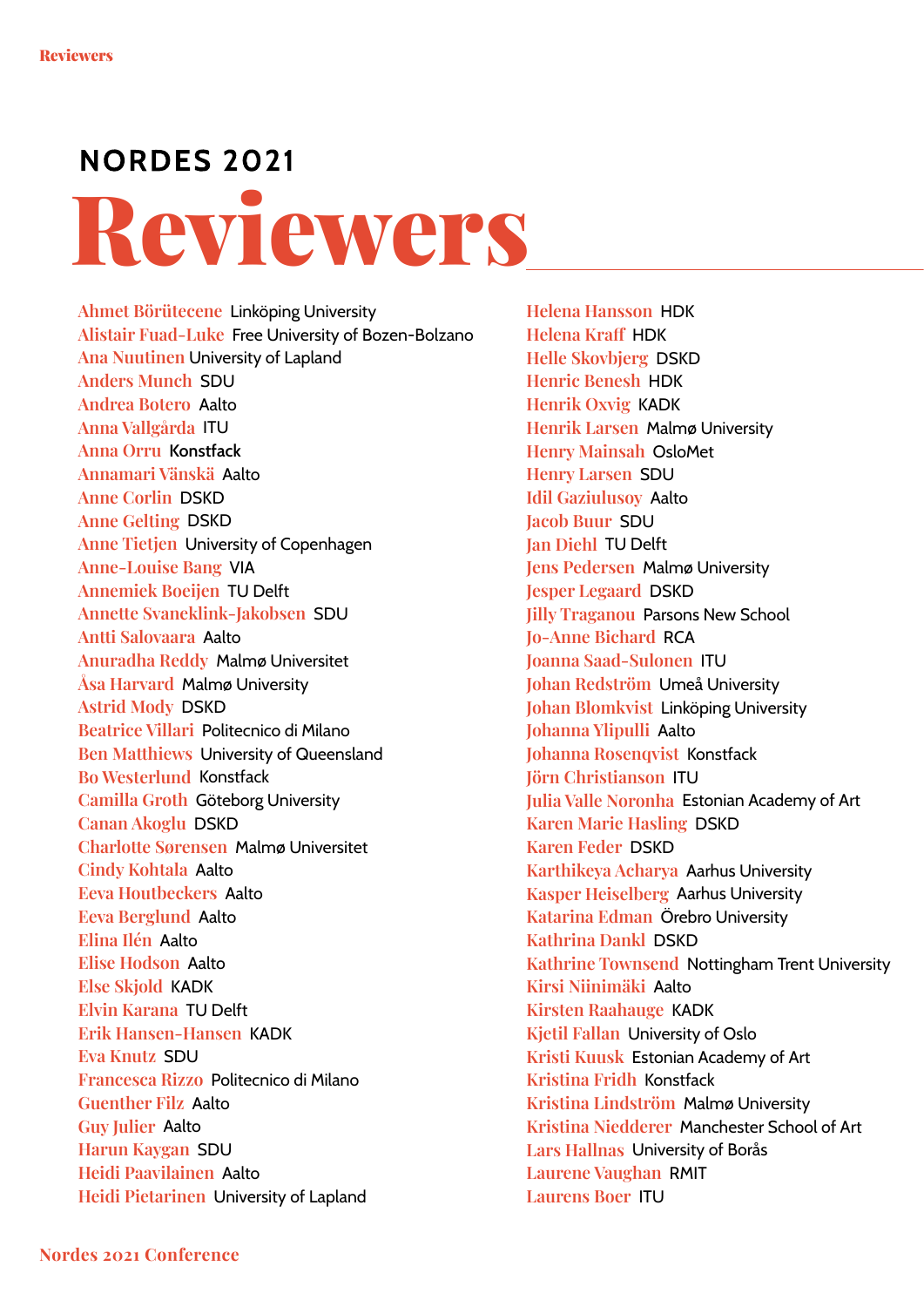NORDES 2021

# Reviewers

Ahmet Börütecene Linköping University
Alistair Fuad-Luke Free University of Bozen-Bolzano
Ana Nuutinen University of Lapland
Anders Munch SDU
Andrea Botero Aalto
Anna Vallgårda ITU
Anna Orru Konstfack
Annamari Vänskä Aalto
Anne Corlin DSKD
Anne Gelting DSKD
Anne Tietjen University of Copenhagen
Anne-Louise Bang VIA
Annemiek Boeijen TU Delft
Annette Svaneklink-Jakobsen SDU
Antti Salovaara Aalto
Anuradha Reddy Malmø Universitet
Åsa Harvard Malmø University
Astrid Mody DSKD
Beatrice Villari Politecnico di Milano
Ben Matthiews University of Queensland
Bo Westerlund Konstfack
Camilla Groth Göteborg University
Canan Akoglu DSKD
Charlotte Sørensen Malmø Universitet
Cindy Kohtala Aalto
Eeva Houtbeckers Aalto
Eeva Berglund Aalto
Elina Ilén Aalto
Elise Hodson Aalto
Else Skjold KADK
Elvin Karana TU Delft
Erik Hansen-Hansen KADK
Eva Knutz SDU
Francesca Rizzo Politecnico di Milano
Guenther Filz Aalto
Guy Julier Aalto
Harun Kaygan SDU
Heidi Paavilainen Aalto
Heidi Pietarinen University of Lapland
Helena Hansson HDK
Helena Kraff HDK
Helle Skovbjerg DSKD
Henric Benesh HDK
Henrik Oxvig KADK
Henrik Larsen Malmø University
Henry Mainsah OsloMet
Henry Larsen SDU
Idil Gaziulusoy Aalto
Jacob Buur SDU
Jan Diehl TU Delft
Jens Pedersen Malmø University
Jesper Legaard DSKD
Jilly Traganou Parsons New School
Jo-Anne Bichard RCA
Joanna Saad-Sulonen ITU
Johan Redström Umeå University
Johan Blomkvist Linköping University
Johanna Ylipulli Aalto
Johanna Rosenqvist Konstfack
Jörn Christianson ITU
Julia Valle Noronha Estonian Academy of Art
Karen Marie Hasling DSKD
Karen Feder DSKD
Karthikeya Acharya Aarhus University
Kasper Heiselberg Aarhus University
Katarina Edman Örebro University
Kathrina Dankl DSKD
Kathrine Townsend Nottingham Trent University
Kirsi Niinimäki Aalto
Kirsten Raahauge KADK
Kjetil Fallan University of Oslo
Kristi Kuusk Estonian Academy of Art
Kristina Fridh Konstfack
Kristina Lindström Malmø University
Kristina Niedderer Manchester School of Art
Lars Hallnas University of Borås
Laurene Vaughan RMIT
Laurens Boer ITU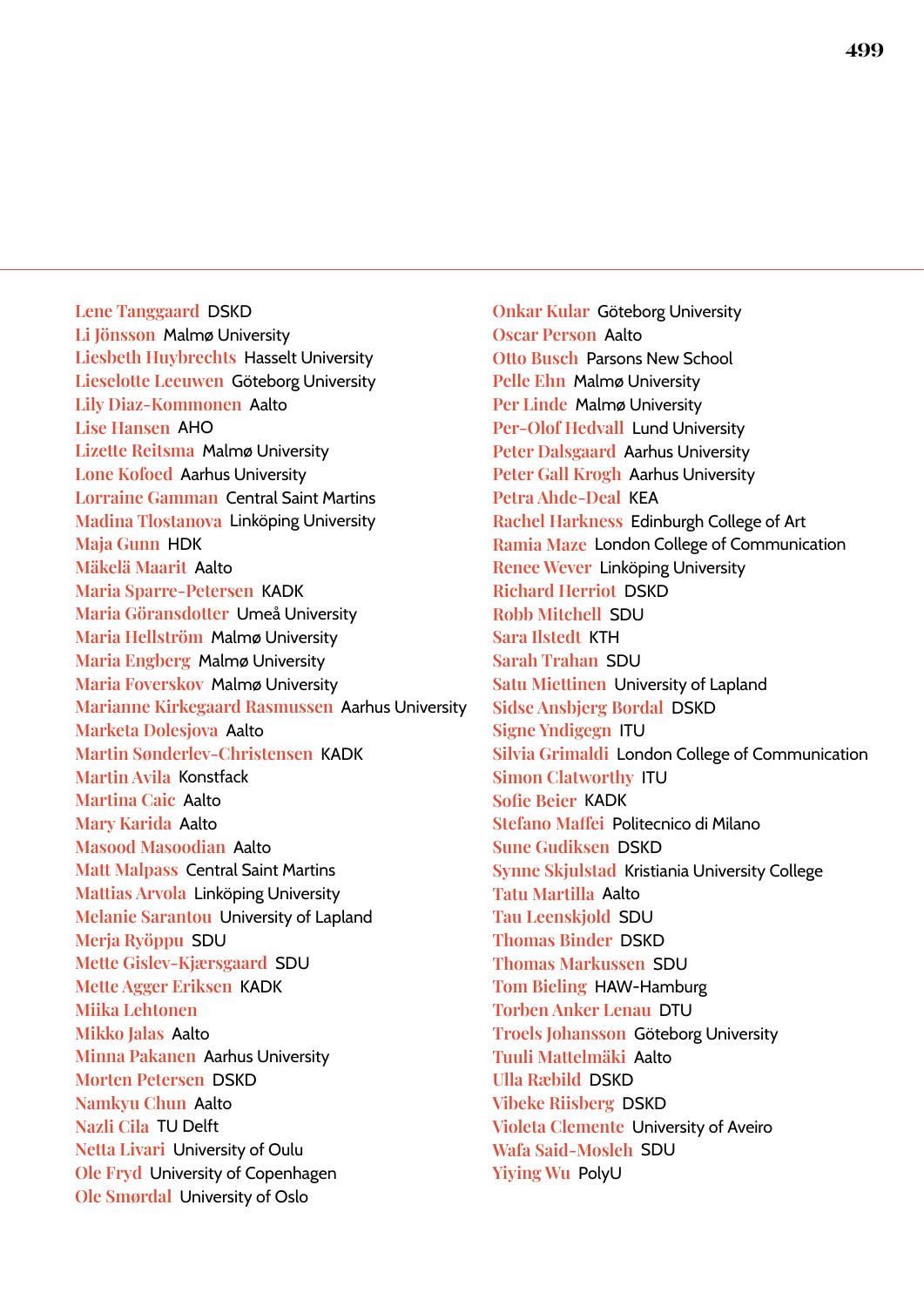Lene Tanggaard DSKD
Li Jönsson Malmø University
Liesbeth Huybrechts Hasselt University
Lieselotte Leeuwen Göteborg University
Lily Diaz-Kommonen Aalto
Lise Hansen AHO
Lizette Reitsma Malmø University
Lone Kofoed Aarhus University
Lorraine Gamman Central Saint Martins
Madina Tlostanova Linköping University
Maja Gunn HDK
Mäkelä Maarit Aalto
Maria Sparre-Petersen KADK
Maria Göransdotter Umeå University
Maria Hellström Malmø University
Maria Engberg Malmø University
Maria Foverskov Malmø University
Marianne Kirkegaard Rasmussen Aarhus University
Marketa Dolesjova Aalto
Martin Sønderlev-Christensen KADK
Martin Avila Konstfack
Martina Caic Aalto
Mary Karida Aalto
Masood Masoodian Aalto
Matt Malpass Central Saint Martins
Mattias Arvola Linköping University
Melanie Sarantou University of Lapland
Merja Ryöppu SDU
Mette Gislev-Kjærsgaard SDU
Mette Agger Eriksen KADK
Miika Lehtonen
Mikko Jalas Aalto
Minna Pakanen Aarhus University
Morten Petersen DSKD
Namkyu Chun Aalto
Nazli Cila TU Delft
Netta Livari University of Oulu
Ole Fryd University of Copenhagen
Ole Smørdal University of Oslo
Onkar Kular Göteborg University
Oscar Person Aalto
Otto Busch Parsons New School
Pelle Ehn Malmø University
Per Linde Malmø University
Per-Olof Hedvall Lund University
Peter Dalsgaard Aarhus University
Peter Gall Krogh Aarhus University
Petra Ahde-Deal KEA
Rachel Harkness Edinburgh College of Art
Ramia Maze London College of Communication
Renee Wever Linköping University
Richard Herriot DSKD
Robb Mitchell SDU
Sara Ilstedt KTH
Sarah Trahan SDU
Satu Miettinen University of Lapland
Sidse Ansbjerg Bordal DSKD
Signe Yndigegn ITU
Silvia Grimaldi London College of Communication
Simon Clatworthy ITU
Sofie Beier KADK
Stefano Maffei Politecnico di Milano
Sune Gudiksen DSKD
Synne Skjulstad Kristiania University College
Tatu Martilla Aalto
Tau Leenskjold SDU
Thomas Binder DSKD
Thomas Markussen SDU
Tom Bieling HAW-Hamburg
Torben Anker Lenau DTU
Troels Johansson Göteborg University
Tuuli Mattelmäki Aalto
Ulla Ræbild DSKD
Vibeke Riisberg DSKD
Violeta Clemente University of Aveiro
Wafa Said-Mosleh SDU
Yiying Wu PolyU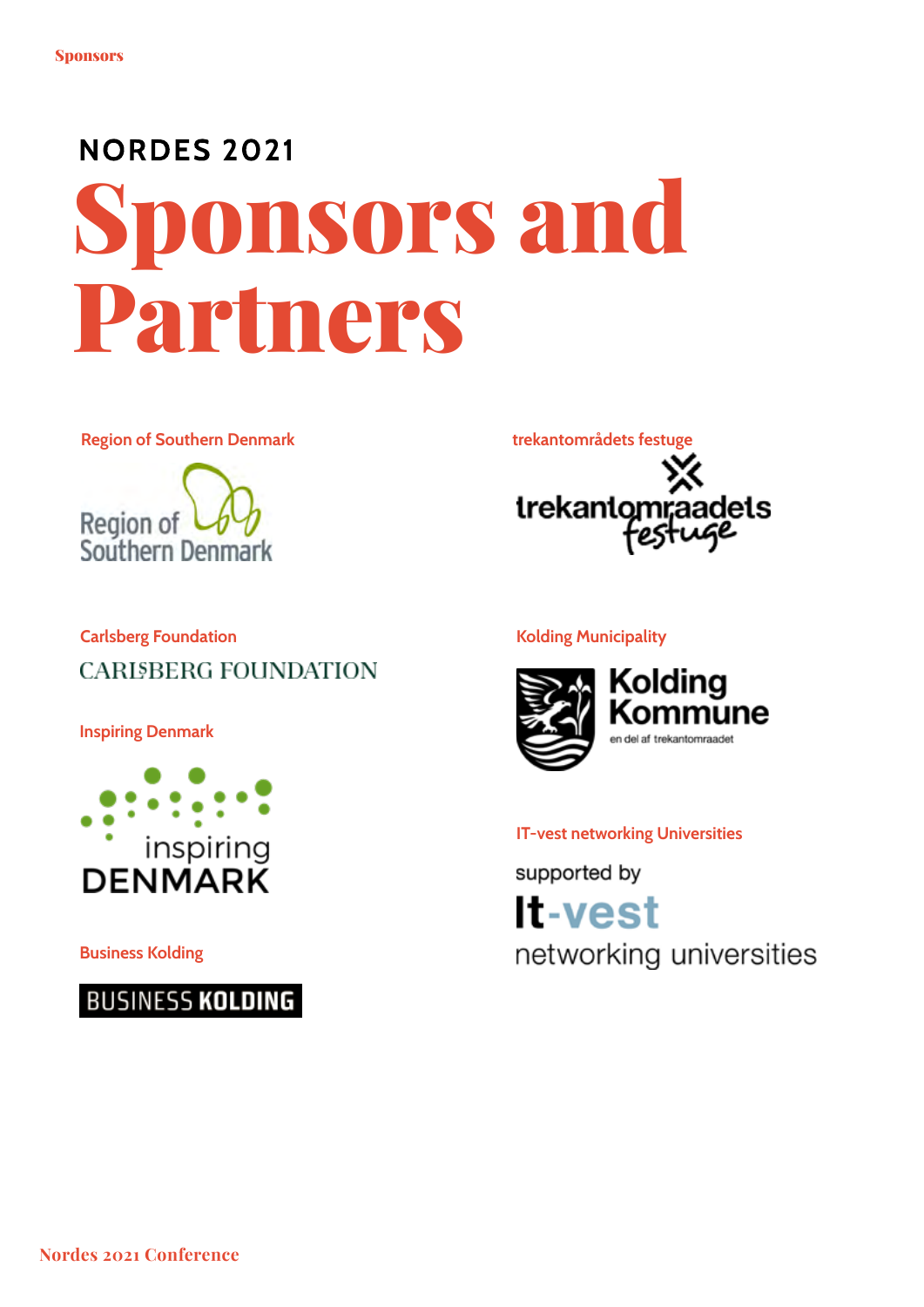NORDES 2021

# Sponsors and Partners

Region of Southern Denmark

trekantområdets festuge

Carlsberg Foundation

Kolding Municipality

Inspiring Denmark

IT-vest networking Universities

Business Kolding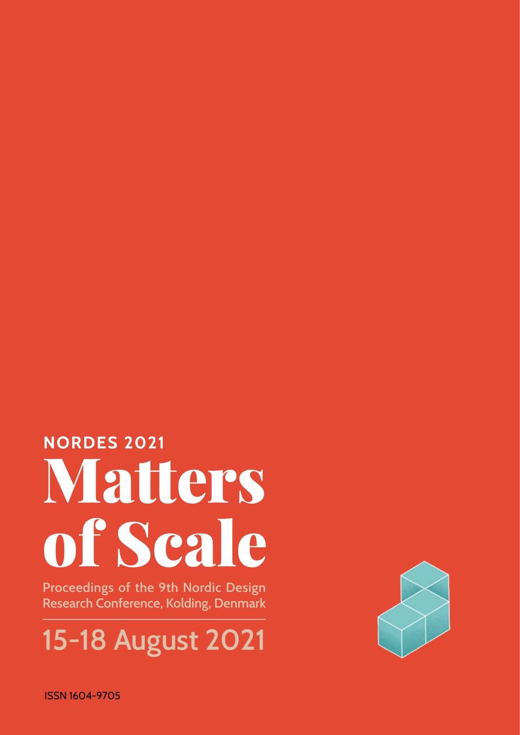**NORDES 2021**

# Matters of Scale

Proceedings of the 9th Nordic Design Research Conference, Kolding, Denmark

## 15-18 August 2021

ISSN 1604-9705